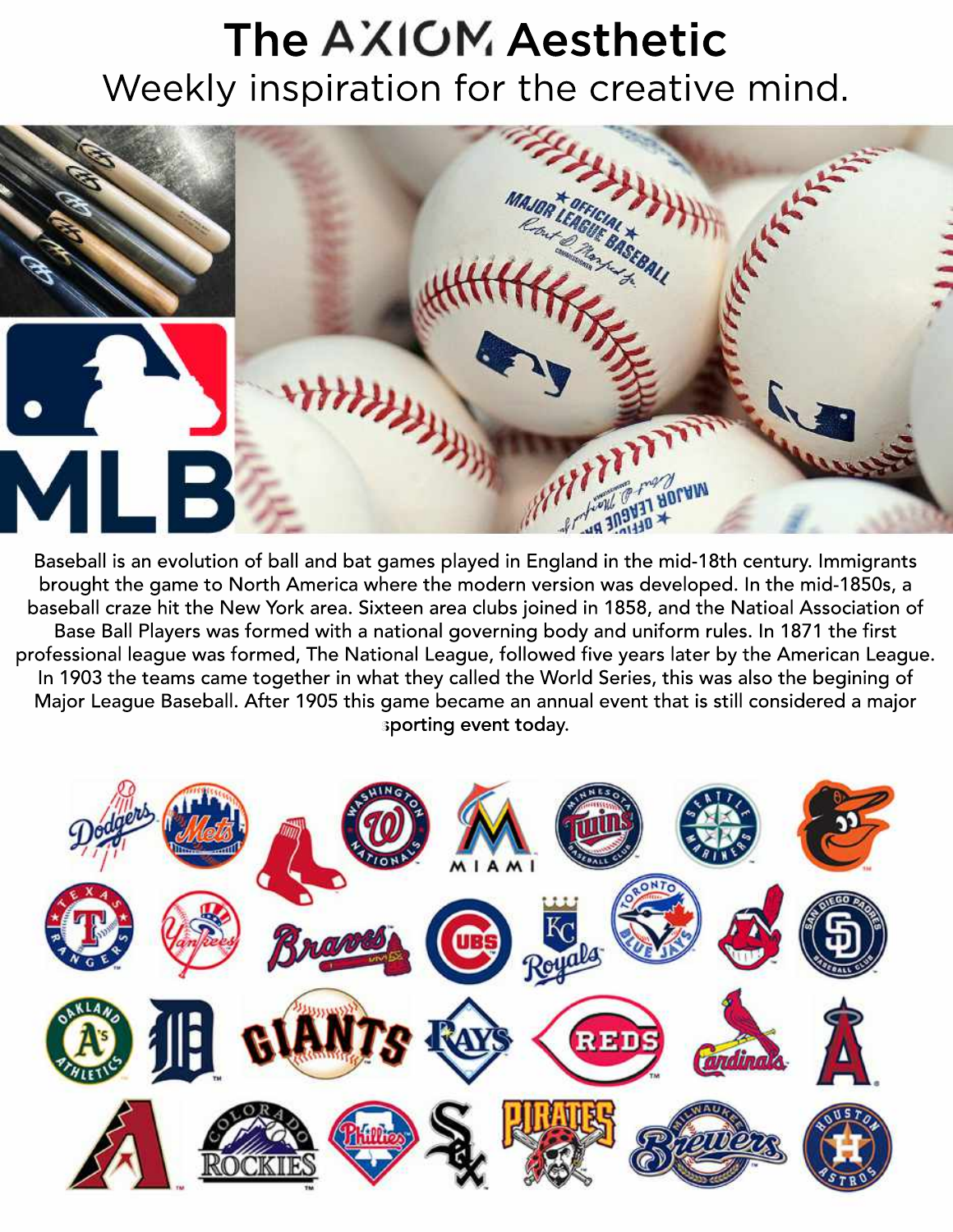# The AXIOM Aesthetic

Weekly inspiration for the creative mind.

Baseball is an evolution of ball and bat games played in England in the mid-18th century. Immigrants brought the game to North America where the modern version was developed. In the mid-1850s, a baseball craze hit the New York area. Sixteen area clubs joined in 1858, and the Natioal Association of Base Ball Players was formed with a national governing body and uniform rules. In 1871 the first professional league was formed, The National League, followed five years later by the American League. In 1903 the teams came together in what they called the World Series, this was also the begining of Major League Baseball. After 1905 this game became an annual event that is still considered a major sporting event today.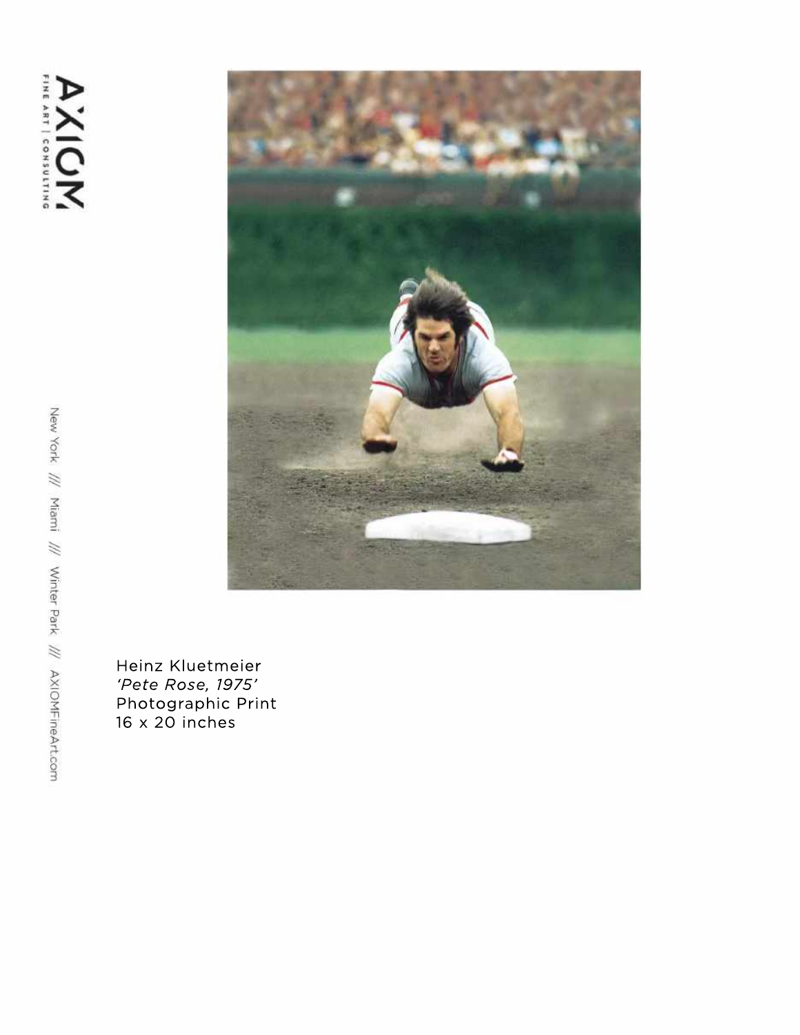Heinz Kluetmeier
*'Pete Rose, 1975'*
Photographic Print
16 x 20 inches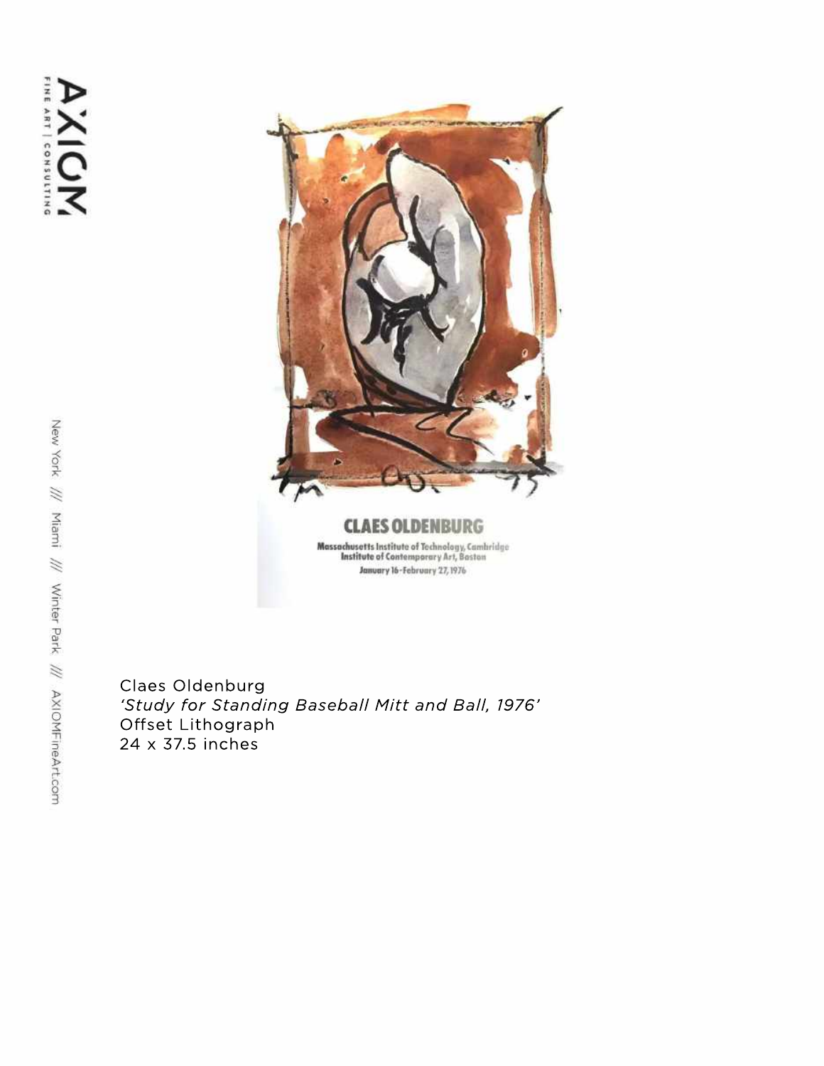Claes Oldenburg
*'Study for Standing Baseball Mitt and Ball, 1976'*
Offset Lithograph
24 x 37.5 inches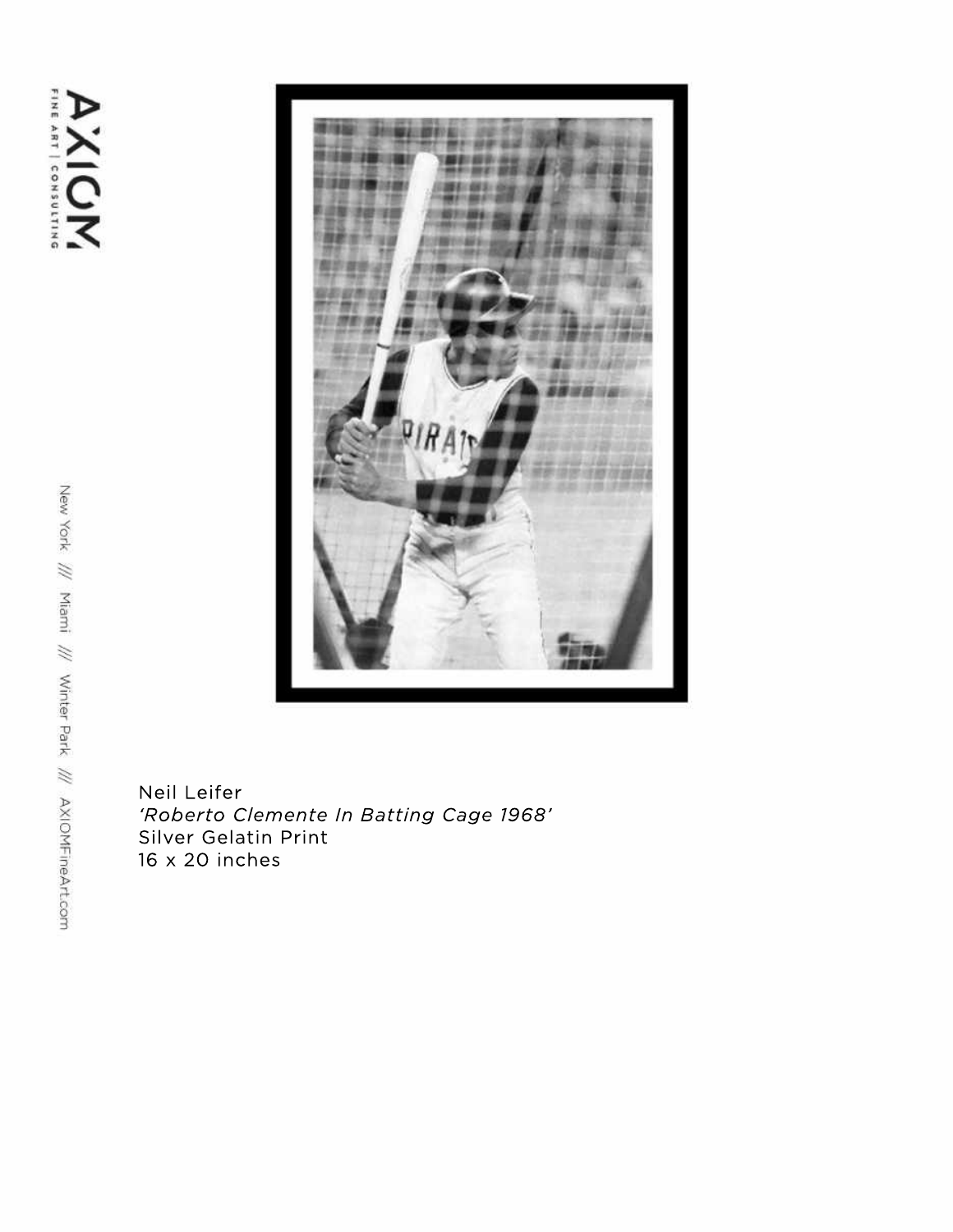Neil Leifer
*'Roberto Clemente In Batting Cage 1968'*
Silver Gelatin Print
16 x 20 inches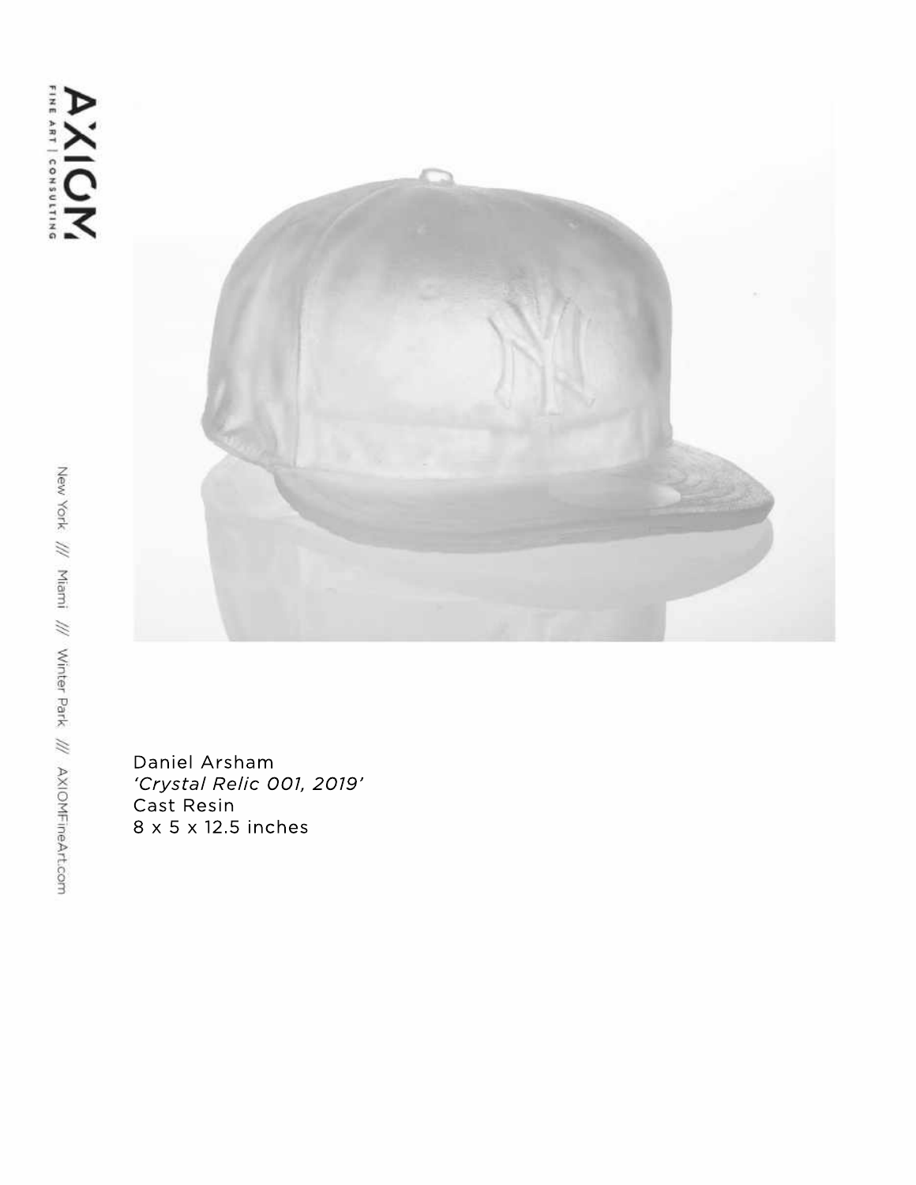Daniel Arsham
*'Crystal Relic 001, 2019'*
Cast Resin
8 x 5 x 12.5 inches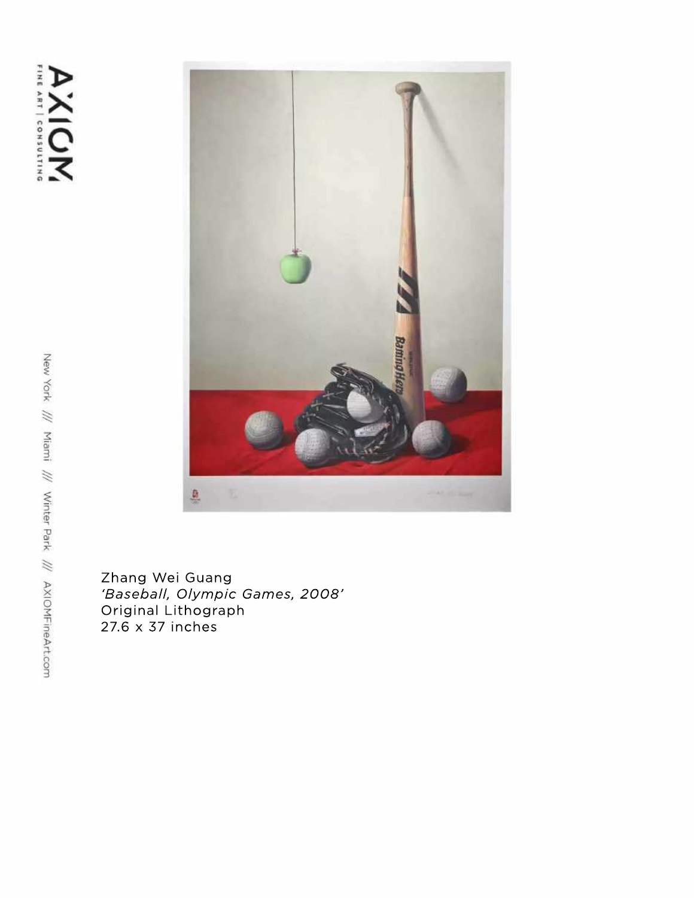Zhang Wei Guang
*'Baseball, Olympic Games, 2008'*
Original Lithograph
27.6 x 37 inches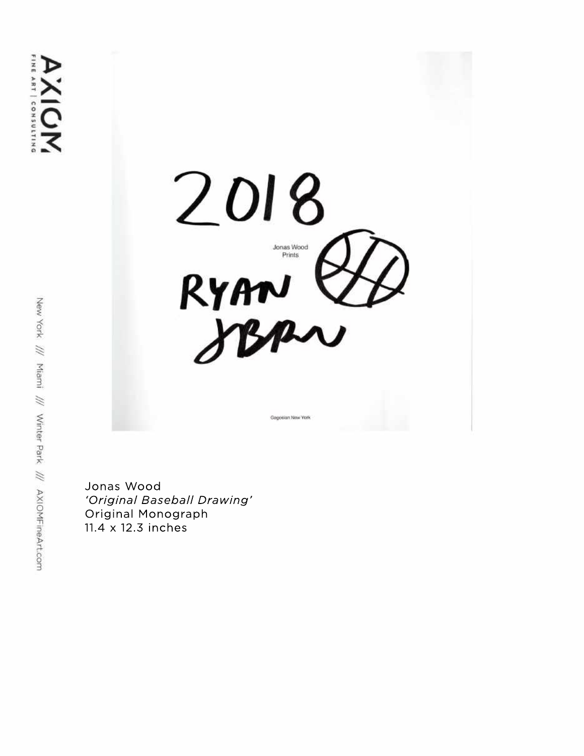Jonas Wood
*'Original Baseball Drawing'*
Original Monograph
11.4 x 12.3 inches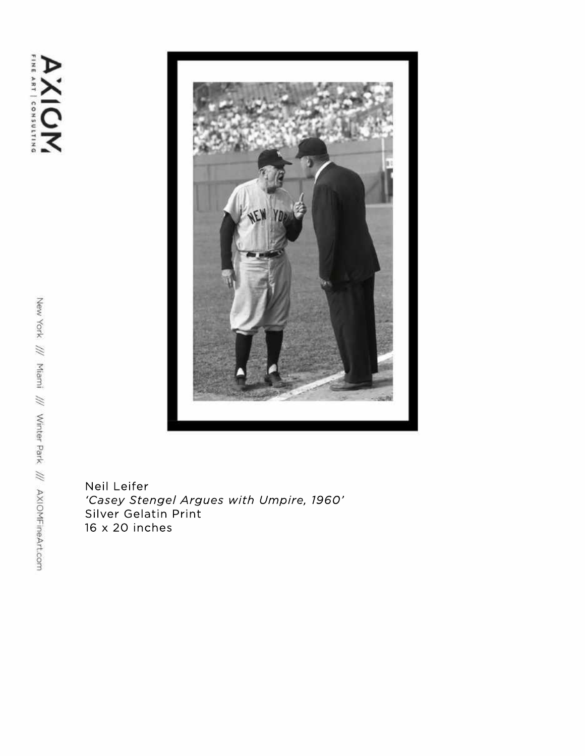Neil Leifer
*'Casey Stengel Argues with Umpire, 1960'*
Silver Gelatin Print
16 x 20 inches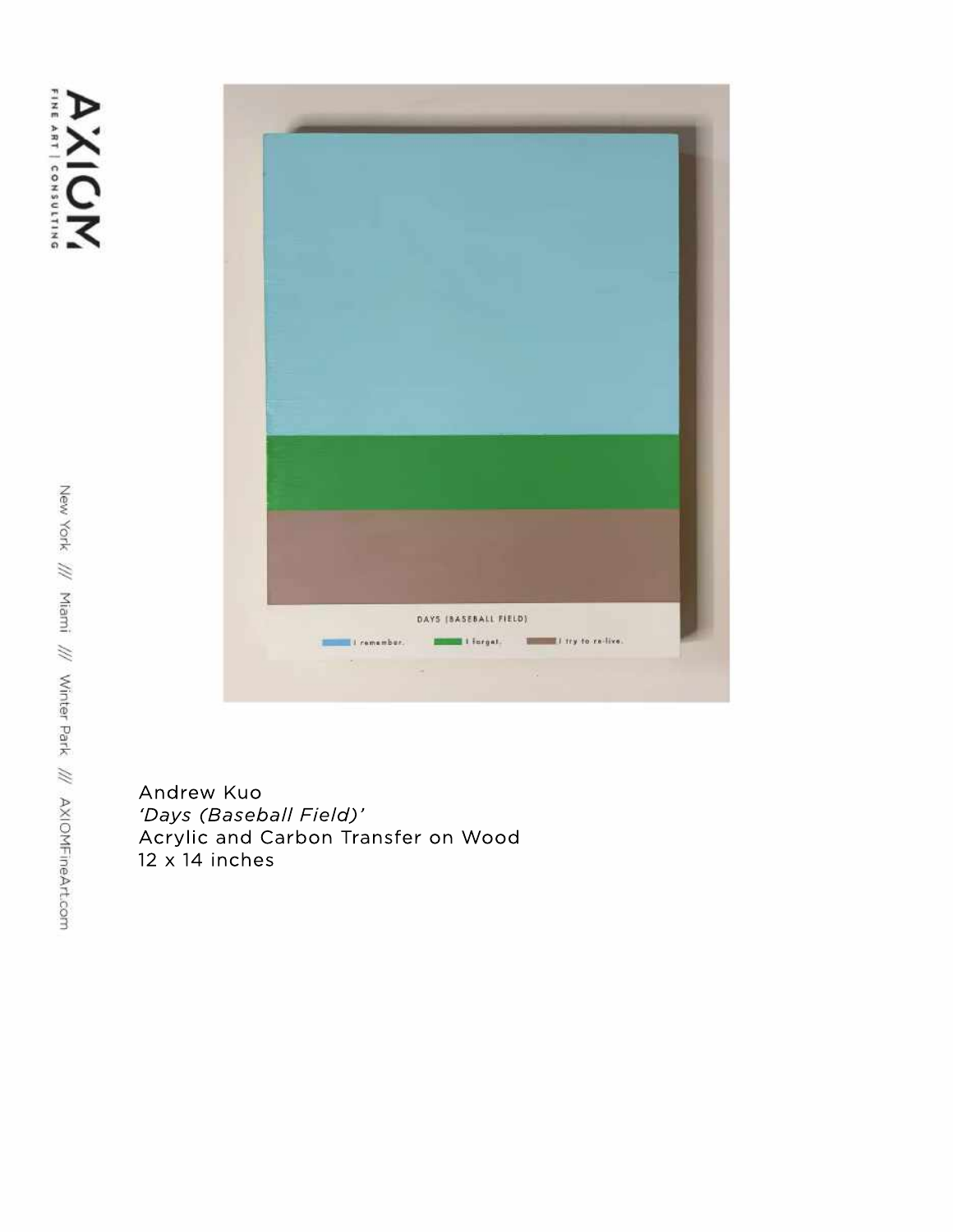Andrew Kuo
*'Days (Baseball Field)'*
Acrylic and Carbon Transfer on Wood
12 x 14 inches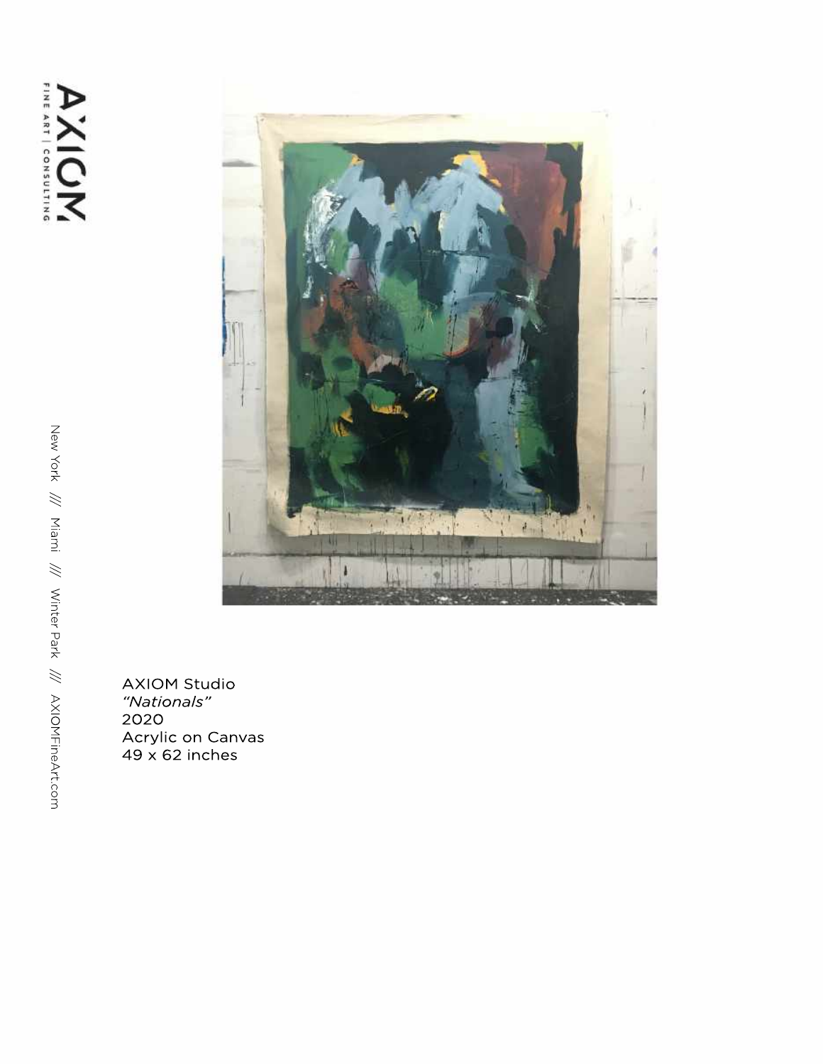AXIOM Studio
*"Nationals"*
2020
Acrylic on Canvas
49 x 62 inches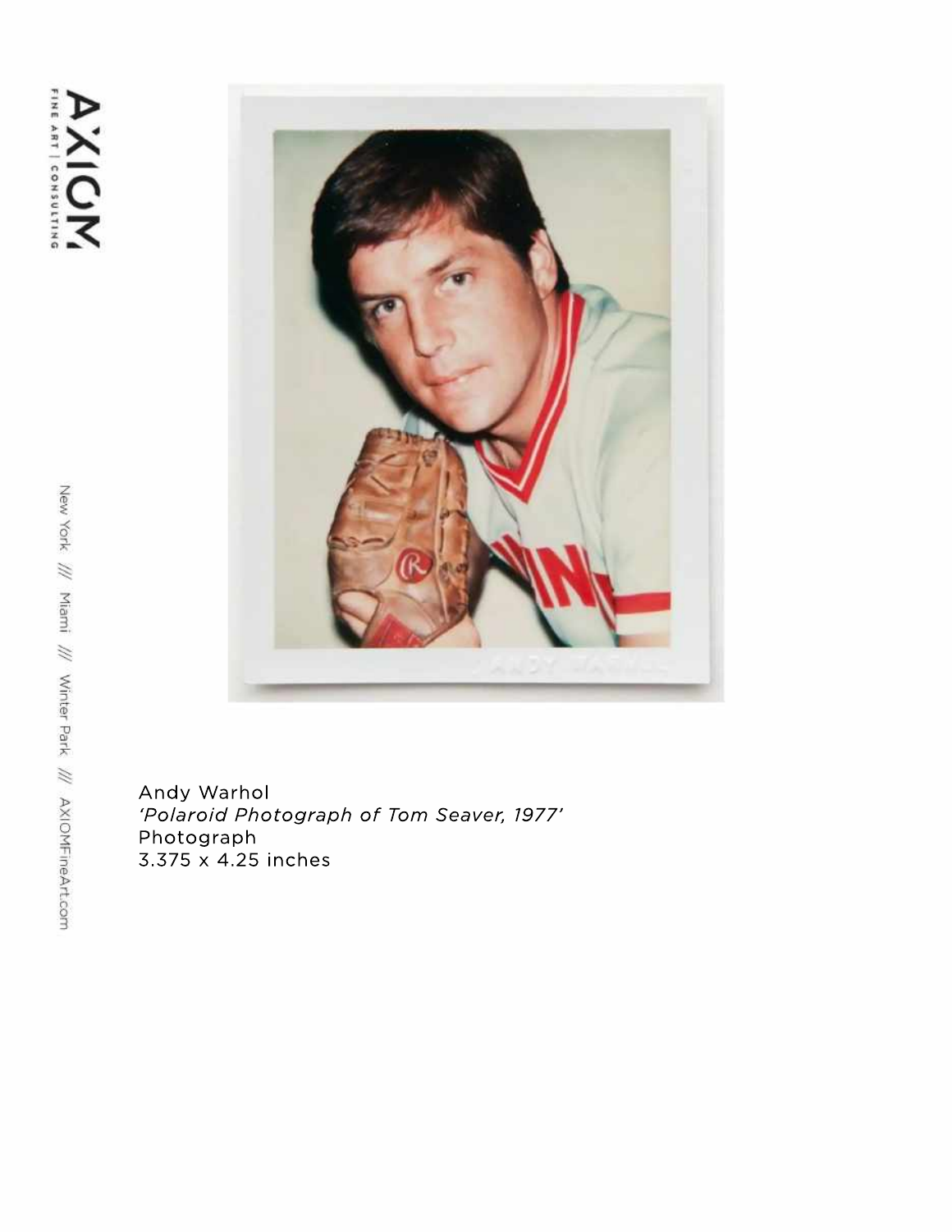Andy Warhol
*'Polaroid Photograph of Tom Seaver, 1977'*
Photograph
3.375 x 4.25 inches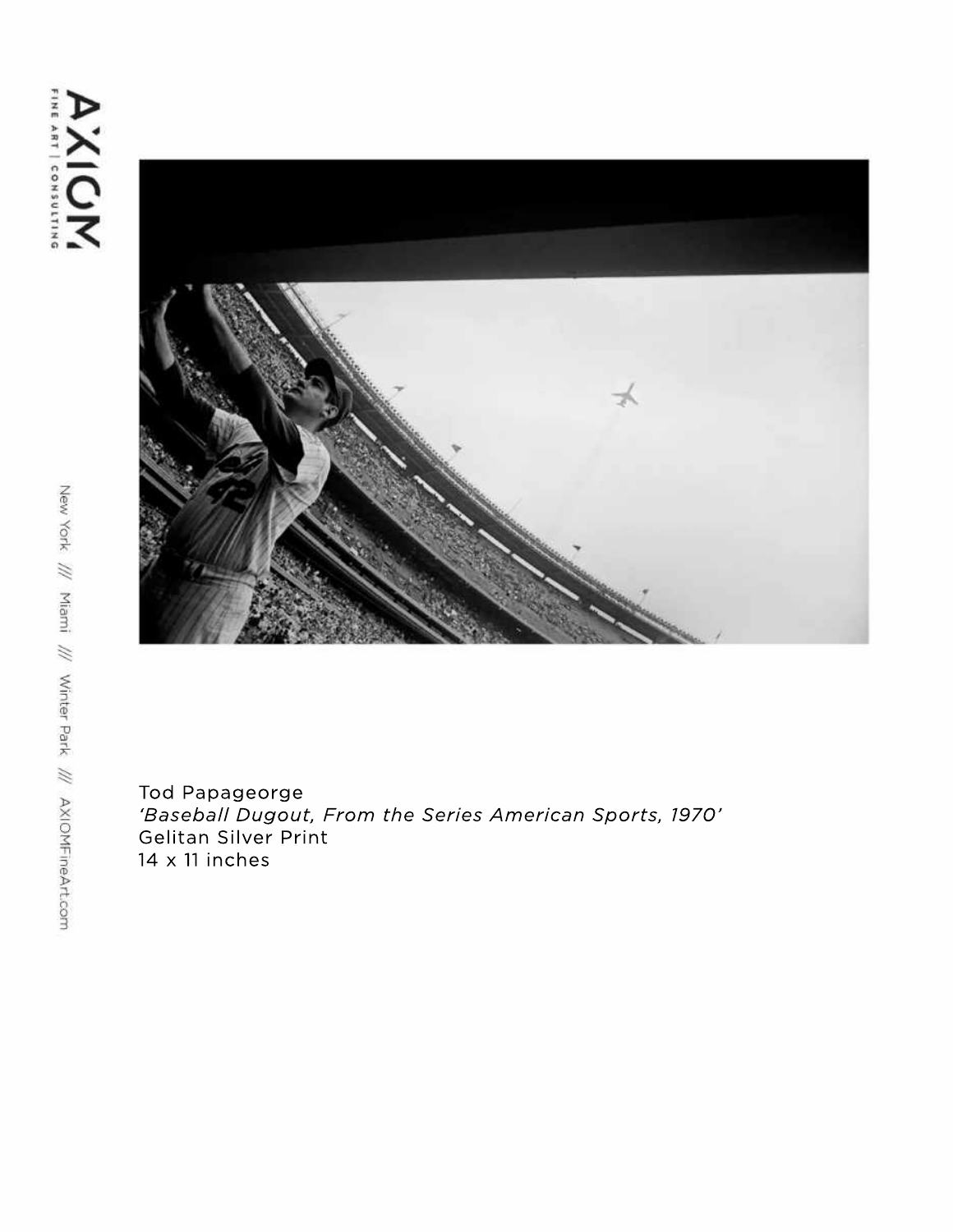Tod Papageorge
*'Baseball Dugout, From the Series American Sports, 1970'*
Gelitan Silver Print
14 x 11 inches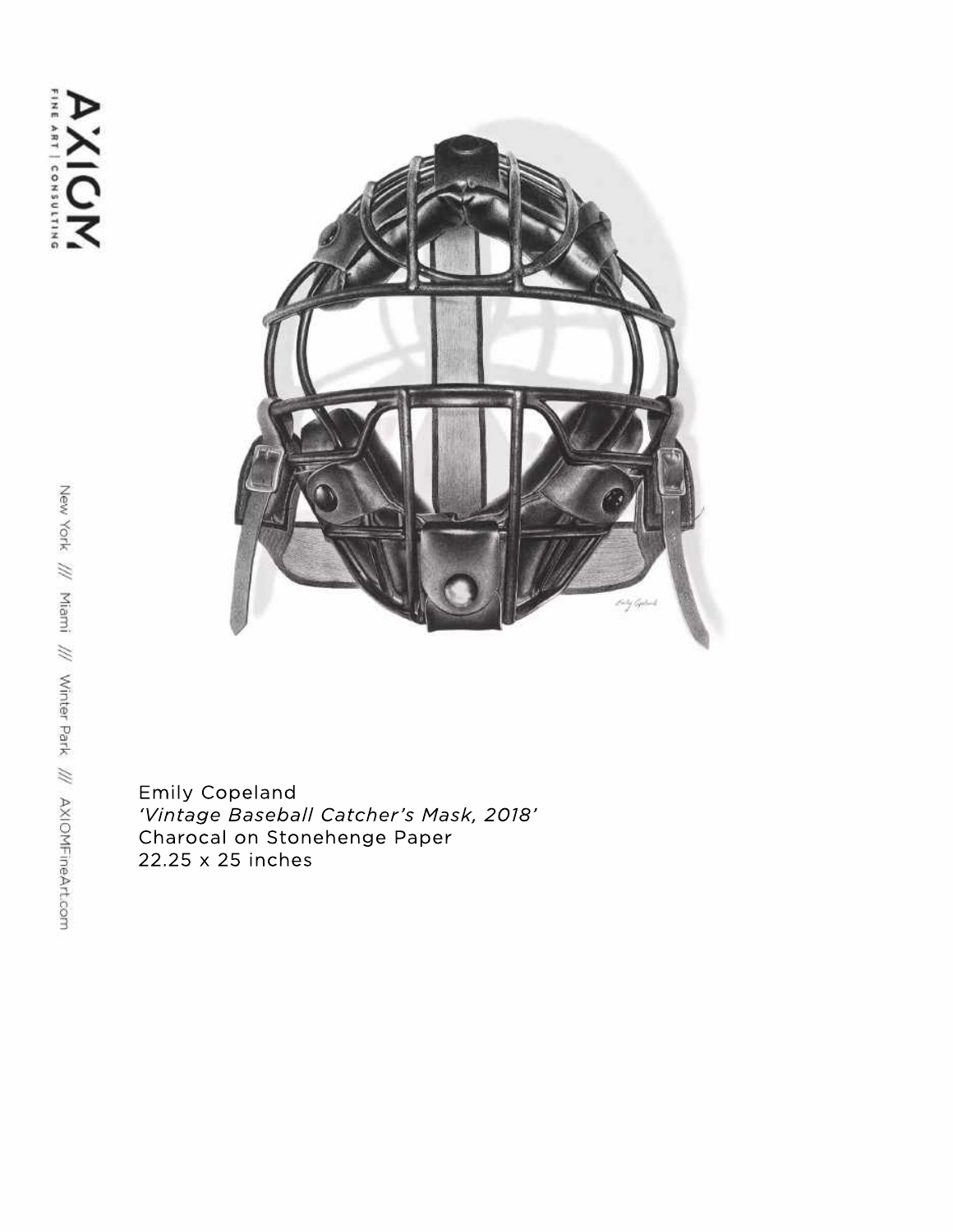Emily Copeland
*'Vintage Baseball Catcher's Mask, 2018'*
Charocal on Stonehenge Paper
22.25 x 25 inches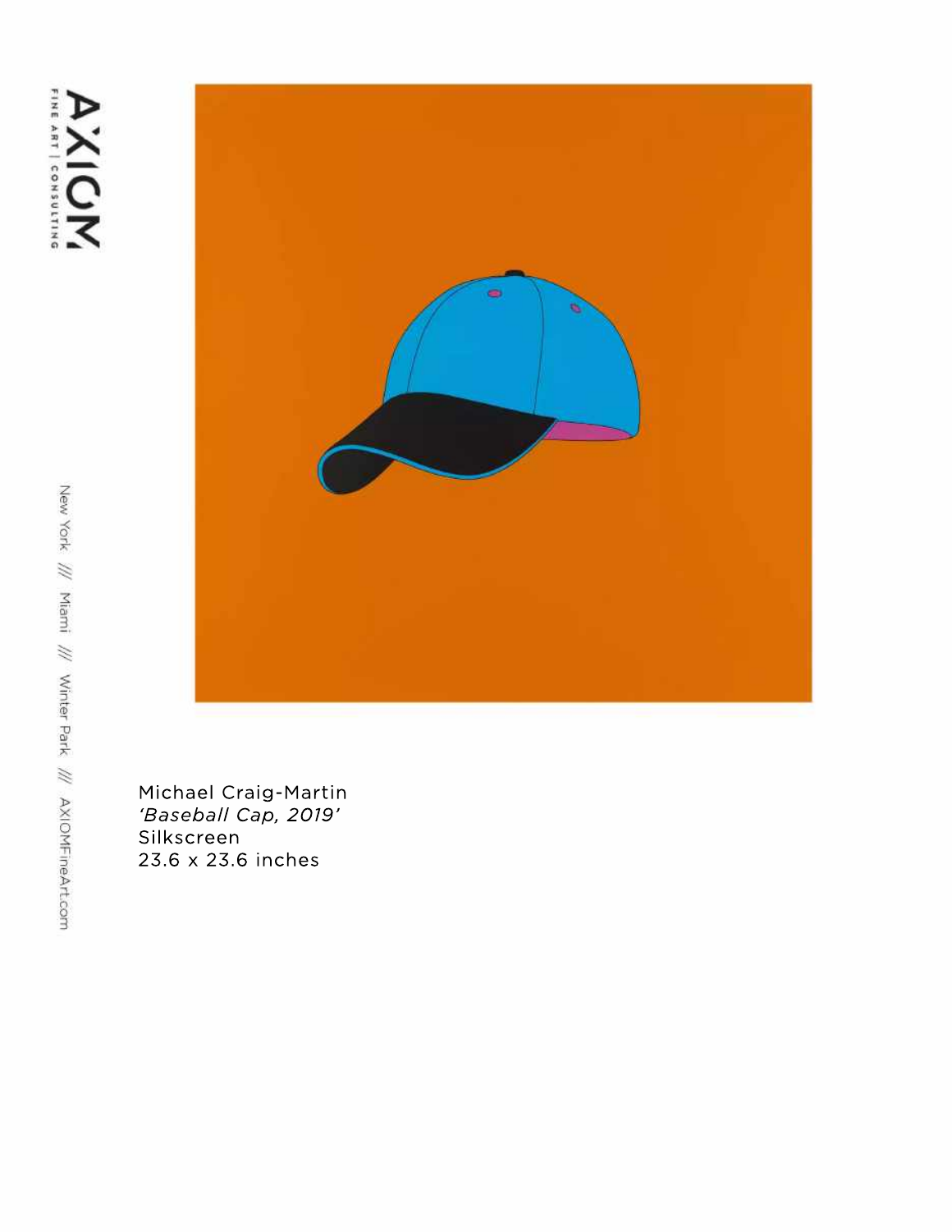Michael Craig-Martin
*'Baseball Cap, 2019'*
Silkscreen
23.6 x 23.6 inches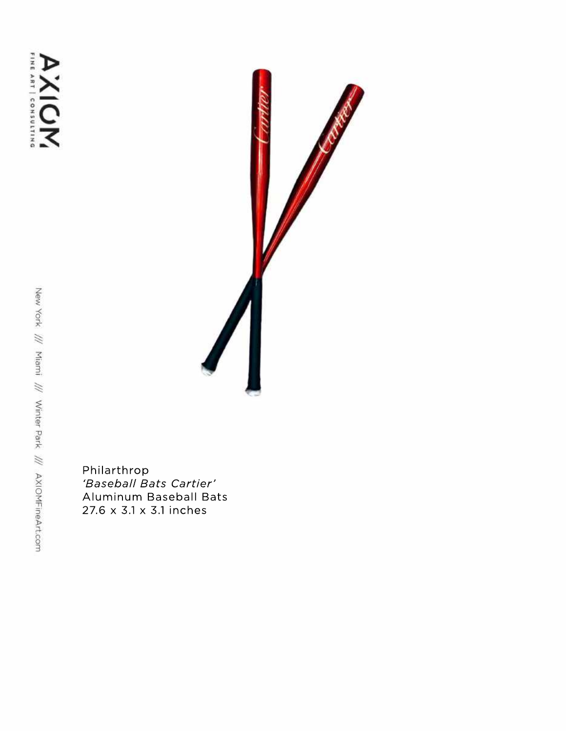Philarthrop
*'Baseball Bats Cartier'*
Aluminum Baseball Bats
27.6 x 3.1 x 3.1 inches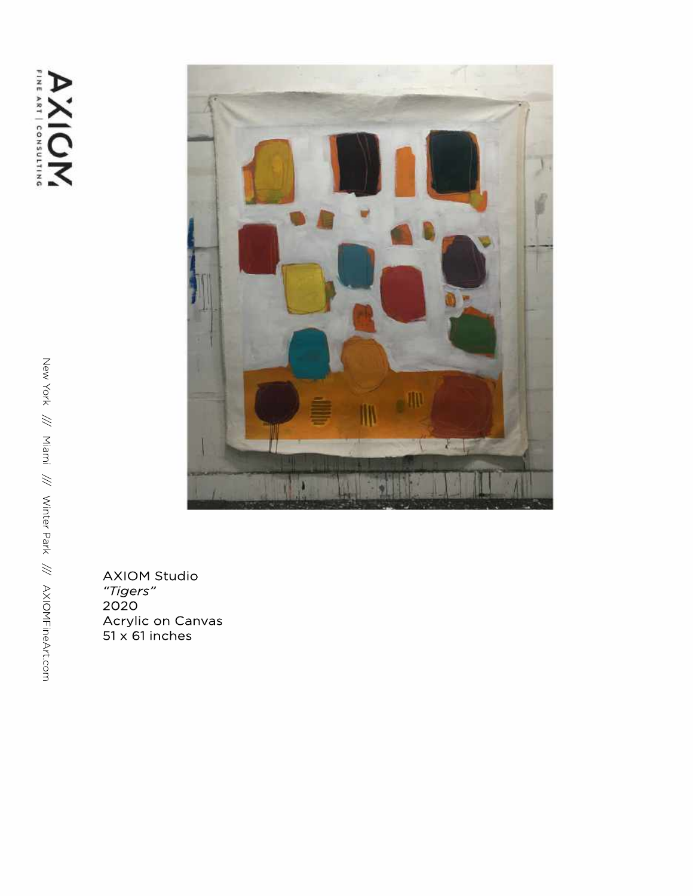AXIOM Studio
*"Tigers"*
2020
Acrylic on Canvas
51 x 61 inches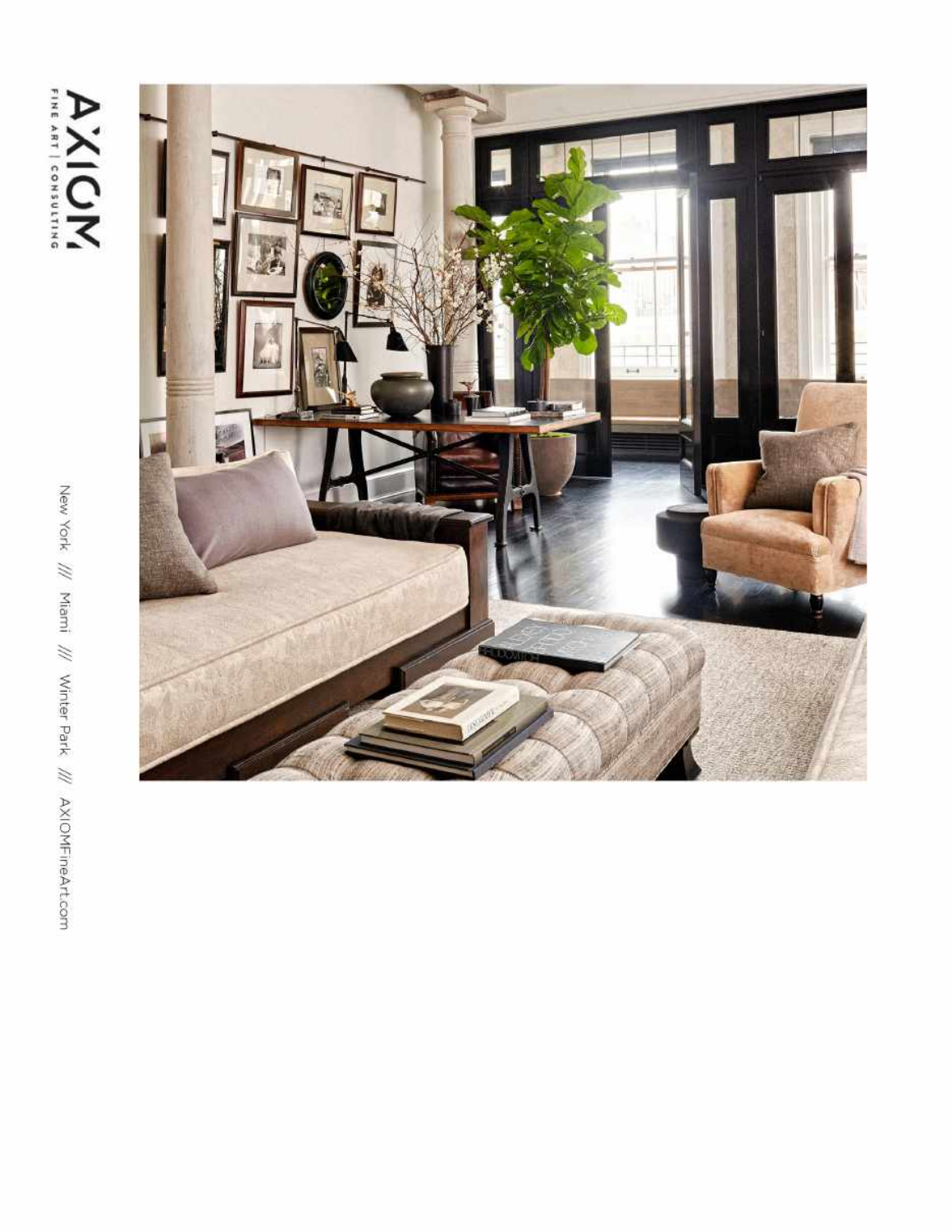AXIOM

FINE ART | CONSULTING

New York /// Miami /// Winter Park /// AXIOMFineArt.com